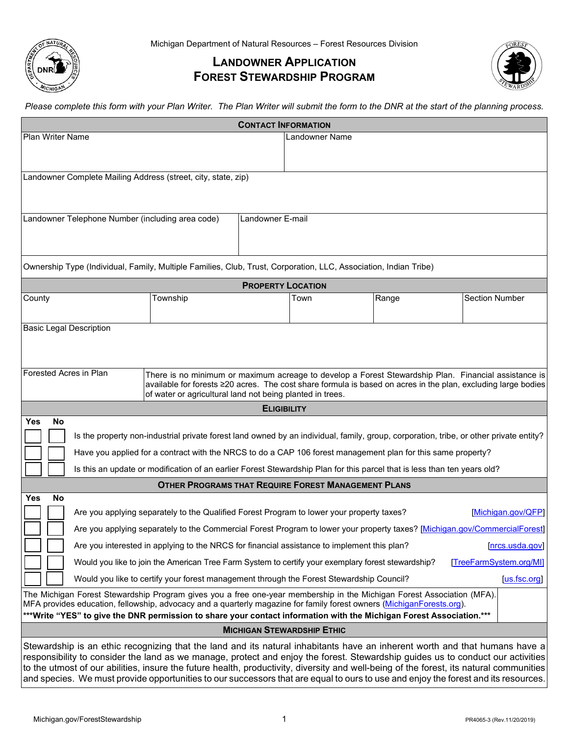Michigan Department of Natural Resources – Forest Resources Division

# Landowner Application
# Forest Stewardship Program

*Please complete this form with your Plan Writer. The Plan Writer will submit the form to the DNR at the start of the planning process.*

## Contact Information

| Plan Writer Name | Landowner Name |
|---|---|
| | |

| Landowner Complete Mailing Address (street, city, state, zip) |
|---|
| |

| Landowner Telephone Number (including area code) | Landowner E-mail |
|---|---|
| | |

| Ownership Type (Individual, Family, Multiple Families, Club, Trust, Corporation, LLC, Association, Indian Tribe) |
|---|
| |

## Property Location

| County | Township | Town | Range | Section Number |
|---|---|---|---|---|
| | | | | |

| Basic Legal Description |
|---|
| |

| Forested Acres in Plan | There is no minimum or maximum acreage to develop a Forest Stewardship Plan. Financial assistance is available for forests ≥20 acres. The cost share formula is based on acres in the plan, excluding large bodies of water or agricultural land not being planted in trees. |
|---|---|

## Eligibility

| Yes | No | |
|---|---|---|
| ☐ | ☐ | Is the property non-industrial private forest land owned by an individual, family, group, corporation, tribe, or other private entity? |
| ☐ | ☐ | Have you applied for a contract with the NRCS to do a CAP 106 forest management plan for this same property? |
| ☐ | ☐ | Is this an update or modification of an earlier Forest Stewardship Plan for this parcel that is less than ten years old? |

## Other Programs that Require Forest Management Plans

| Yes | No | | |
|---|---|---|---|
| ☐ | ☐ | Are you applying separately to the Qualified Forest Program to lower your property taxes? | [Michigan.gov/QFP] |
| ☐ | ☐ | Are you applying separately to the Commercial Forest Program to lower your property taxes? | [Michigan.gov/CommercialForest] |
| ☐ | ☐ | Are you interested in applying to the NRCS for financial assistance to implement this plan? | [nrcs.usda.gov] |
| ☐ | ☐ | Would you like to join the American Tree Farm System to certify your exemplary forest stewardship? | [TreeFarmSystem.org/MI] |
| ☐ | ☐ | Would you like to certify your forest management through the Forest Stewardship Council? | [us.fsc.org] |

The Michigan Forest Stewardship Program gives you a free one-year membership in the Michigan Forest Association (MFA). MFA provides education, fellowship, advocacy and a quarterly magazine for family forest owners (MichiganForests.org).
**\*\*\*Write "YES" to give the DNR permission to share your contact information with the Michigan Forest Association.\*\*\***

## Michigan Stewardship Ethic

Stewardship is an ethic recognizing that the land and its natural inhabitants have an inherent worth and that humans have a responsibility to consider the land as we manage, protect and enjoy the forest. Stewardship guides us to conduct our activities to the utmost of our abilities, insure the future health, productivity, diversity and well-being of the forest, its natural communities and species. We must provide opportunities to our successors that are equal to ours to use and enjoy the forest and its resources.

Michigan.gov/ForestStewardship PR4065-3 (Rev.11/20/2019)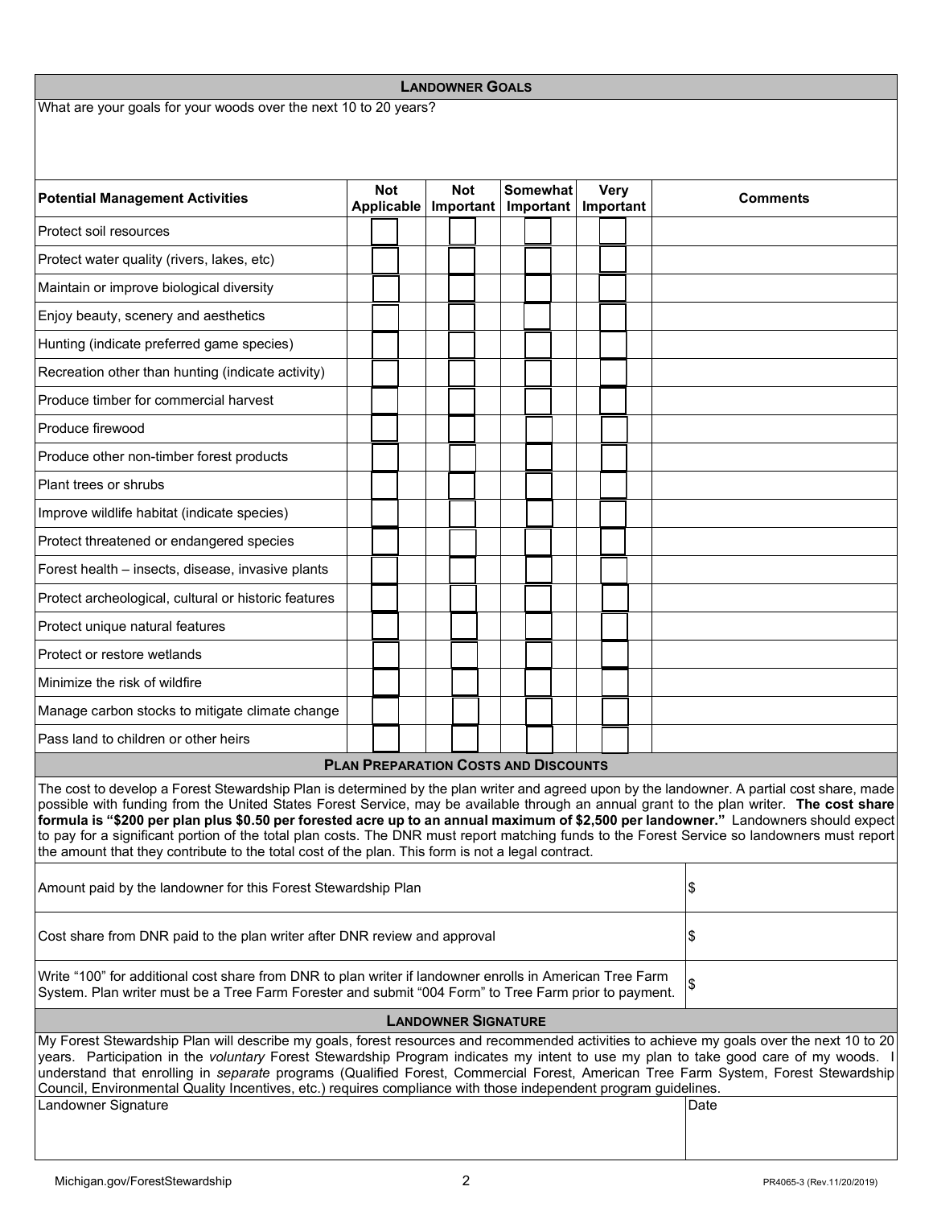## LANDOWNER GOALS

What are your goals for your woods over the next 10 to 20 years?

| Potential Management Activities | Not Applicable | Not Important | Somewhat Important | Very Important | Comments |
|---|---|---|---|---|---|
| Protect soil resources | | | | | |
| Protect water quality (rivers, lakes, etc) | | | | | |
| Maintain or improve biological diversity | | | | | |
| Enjoy beauty, scenery and aesthetics | | | | | |
| Hunting (indicate preferred game species) | | | | | |
| Recreation other than hunting (indicate activity) | | | | | |
| Produce timber for commercial harvest | | | | | |
| Produce firewood | | | | | |
| Produce other non-timber forest products | | | | | |
| Plant trees or shrubs | | | | | |
| Improve wildlife habitat (indicate species) | | | | | |
| Protect threatened or endangered species | | | | | |
| Forest health – insects, disease, invasive plants | | | | | |
| Protect archeological, cultural or historic features | | | | | |
| Protect unique natural features | | | | | |
| Protect or restore wetlands | | | | | |
| Minimize the risk of wildfire | | | | | |
| Manage carbon stocks to mitigate climate change | | | | | |
| Pass land to children or other heirs | | | | | |

## PLAN PREPARATION COSTS AND DISCOUNTS

The cost to develop a Forest Stewardship Plan is determined by the plan writer and agreed upon by the landowner. A partial cost share, made possible with funding from the United States Forest Service, may be available through an annual grant to the plan writer. **The cost share formula is "$200 per plan plus $0.50 per forested acre up to an annual maximum of $2,500 per landowner."** Landowners should expect to pay for a significant portion of the total plan costs. The DNR must report matching funds to the Forest Service so landowners must report the amount that they contribute to the total cost of the plan. This form is not a legal contract.

| | |
|---|---|
| Amount paid by the landowner for this Forest Stewardship Plan | $ |
| Cost share from DNR paid to the plan writer after DNR review and approval | $ |
| Write "100" for additional cost share from DNR to plan writer if landowner enrolls in American Tree Farm System. Plan writer must be a Tree Farm Forester and submit "004 Form" to Tree Farm prior to payment. | $ |

## LANDOWNER SIGNATURE

My Forest Stewardship Plan will describe my goals, forest resources and recommended activities to achieve my goals over the next 10 to 20 years. Participation in the *voluntary* Forest Stewardship Program indicates my intent to use my plan to take good care of my woods. I understand that enrolling in *separate* programs (Qualified Forest, Commercial Forest, American Tree Farm System, Forest Stewardship Council, Environmental Quality Incentives, etc.) requires compliance with those independent program guidelines.

| Landowner Signature | Date |
|---|---|
| | |

Michigan.gov/ForestStewardship

PR4065-3 (Rev.11/20/2019)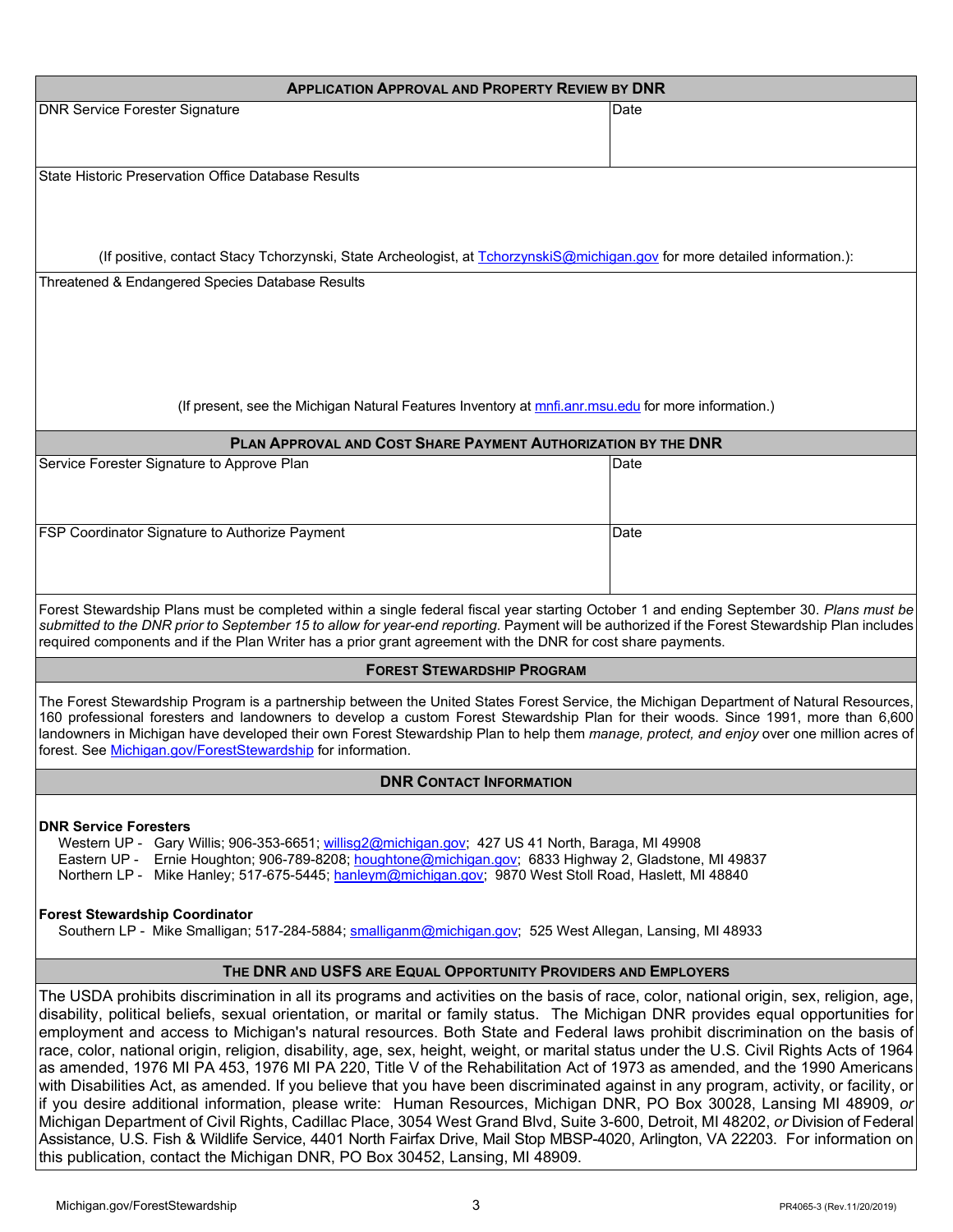## Application Approval and Property Review by DNR

| DNR Service Forester Signature | Date |
|---|---|
| | |

State Historic Preservation Office Database Results

(If positive, contact Stacy Tchorzynski, State Archeologist, at TchorzynskiS@michigan.gov for more detailed information.):

Threatened & Endangered Species Database Results

(If present, see the Michigan Natural Features Inventory at mnfi.anr.msu.edu for more information.)

## Plan Approval and Cost Share Payment Authorization by the DNR

| Service Forester Signature to Approve Plan | Date |
|---|---|
| | |
| FSP Coordinator Signature to Authorize Payment | Date |
| | |

Forest Stewardship Plans must be completed within a single federal fiscal year starting October 1 and ending September 30. *Plans must be submitted to the DNR prior to September 15 to allow for year-end reporting.* Payment will be authorized if the Forest Stewardship Plan includes required components and if the Plan Writer has a prior grant agreement with the DNR for cost share payments.

## Forest Stewardship Program

The Forest Stewardship Program is a partnership between the United States Forest Service, the Michigan Department of Natural Resources, 160 professional foresters and landowners to develop a custom Forest Stewardship Plan for their woods. Since 1991, more than 6,600 landowners in Michigan have developed their own Forest Stewardship Plan to help them *manage, protect, and enjoy* over one million acres of forest. See Michigan.gov/ForestStewardship for information.

## DNR Contact Information

**DNR Service Foresters**

- Western UP - Gary Willis; 906-353-6651; willisg2@michigan.gov; 427 US 41 North, Baraga, MI 49908
- Eastern UP - Ernie Houghton; 906-789-8208; houghtone@michigan.gov; 6833 Highway 2, Gladstone, MI 49837
- Northern LP - Mike Hanley; 517-675-5445; hanleym@michigan.gov; 9870 West Stoll Road, Haslett, MI 48840

**Forest Stewardship Coordinator**

- Southern LP - Mike Smalligan; 517-284-5884; smalliganm@michigan.gov; 525 West Allegan, Lansing, MI 48933

## The DNR and USFS are Equal Opportunity Providers and Employers

The USDA prohibits discrimination in all its programs and activities on the basis of race, color, national origin, sex, religion, age, disability, political beliefs, sexual orientation, or marital or family status. The Michigan DNR provides equal opportunities for employment and access to Michigan's natural resources. Both State and Federal laws prohibit discrimination on the basis of race, color, national origin, religion, disability, age, sex, height, weight, or marital status under the U.S. Civil Rights Acts of 1964 as amended, 1976 MI PA 453, 1976 MI PA 220, Title V of the Rehabilitation Act of 1973 as amended, and the 1990 Americans with Disabilities Act, as amended. If you believe that you have been discriminated against in any program, activity, or facility, or if you desire additional information, please write: Human Resources, Michigan DNR, PO Box 30028, Lansing MI 48909, *or* Michigan Department of Civil Rights, Cadillac Place, 3054 West Grand Blvd, Suite 3-600, Detroit, MI 48202, *or* Division of Federal Assistance, U.S. Fish & Wildlife Service, 4401 North Fairfax Drive, Mail Stop MBSP-4020, Arlington, VA 22203. For information on this publication, contact the Michigan DNR, PO Box 30452, Lansing, MI 48909.

PR4065-3 (Rev.11/20/2019)